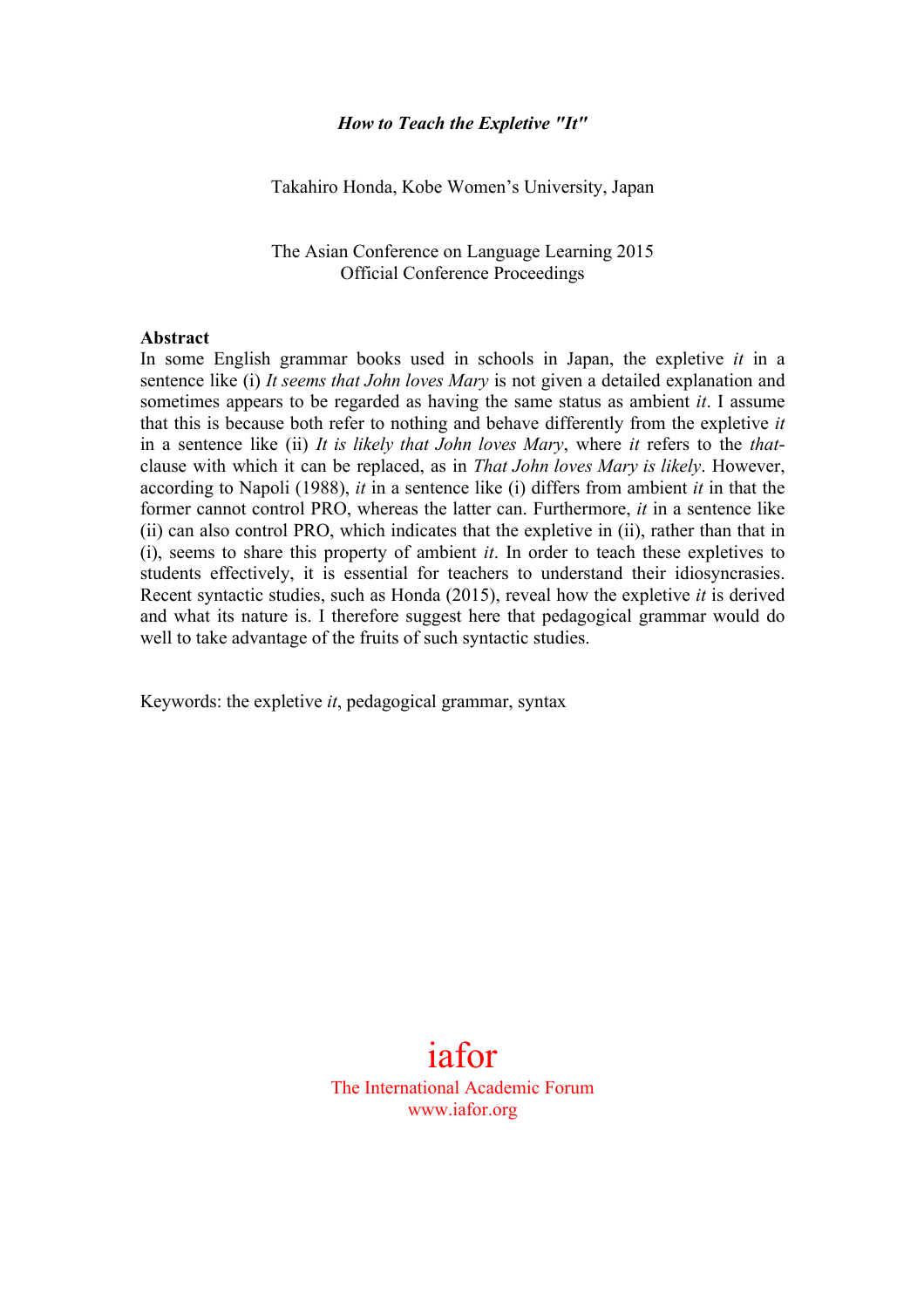# *How to Teach the Expletive "It"*

Takahiro Honda, Kobe Women's University, Japan

The Asian Conference on Language Learning 2015
Official Conference Proceedings

**Abstract**

In some English grammar books used in schools in Japan, the expletive *it* in a sentence like (i) *It seems that John loves Mary* is not given a detailed explanation and sometimes appears to be regarded as having the same status as ambient *it*. I assume that this is because both refer to nothing and behave differently from the expletive *it* in a sentence like (ii) *It is likely that John loves Mary*, where *it* refers to the *that*-clause with which it can be replaced, as in *That John loves Mary is likely*. However, according to Napoli (1988), *it* in a sentence like (i) differs from ambient *it* in that the former cannot control PRO, whereas the latter can. Furthermore, *it* in a sentence like (ii) can also control PRO, which indicates that the expletive in (ii), rather than that in (i), seems to share this property of ambient *it*. In order to teach these expletives to students effectively, it is essential for teachers to understand their idiosyncrasies. Recent syntactic studies, such as Honda (2015), reveal how the expletive *it* is derived and what its nature is. I therefore suggest here that pedagogical grammar would do well to take advantage of the fruits of such syntactic studies.

Keywords: the expletive *it*, pedagogical grammar, syntax

iafor
The International Academic Forum
www.iafor.org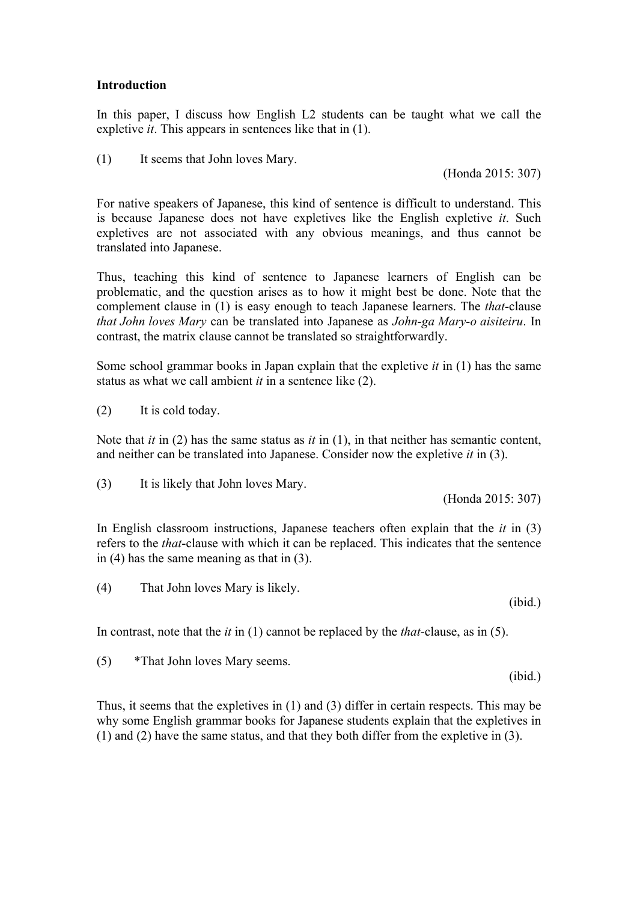**Introduction**

In this paper, I discuss how English L2 students can be taught what we call the expletive *it*. This appears in sentences like that in (1).

(1) It seems that John loves Mary.

(Honda 2015: 307)

For native speakers of Japanese, this kind of sentence is difficult to understand. This is because Japanese does not have expletives like the English expletive *it*. Such expletives are not associated with any obvious meanings, and thus cannot be translated into Japanese.

Thus, teaching this kind of sentence to Japanese learners of English can be problematic, and the question arises as to how it might best be done. Note that the complement clause in (1) is easy enough to teach Japanese learners. The *that*-clause *that John loves Mary* can be translated into Japanese as *John-ga Mary-o aisiteiru*. In contrast, the matrix clause cannot be translated so straightforwardly.

Some school grammar books in Japan explain that the expletive *it* in (1) has the same status as what we call ambient *it* in a sentence like (2).

(2) It is cold today.

Note that *it* in (2) has the same status as *it* in (1), in that neither has semantic content, and neither can be translated into Japanese. Consider now the expletive *it* in (3).

(3) It is likely that John loves Mary.

(Honda 2015: 307)

In English classroom instructions, Japanese teachers often explain that the *it* in (3) refers to the *that*-clause with which it can be replaced. This indicates that the sentence in (4) has the same meaning as that in (3).

(4) That John loves Mary is likely.

(ibid.)

In contrast, note that the *it* in (1) cannot be replaced by the *that*-clause, as in (5).

(5) *That John loves Mary seems.

(ibid.)

Thus, it seems that the expletives in (1) and (3) differ in certain respects. This may be why some English grammar books for Japanese students explain that the expletives in (1) and (2) have the same status, and that they both differ from the expletive in (3).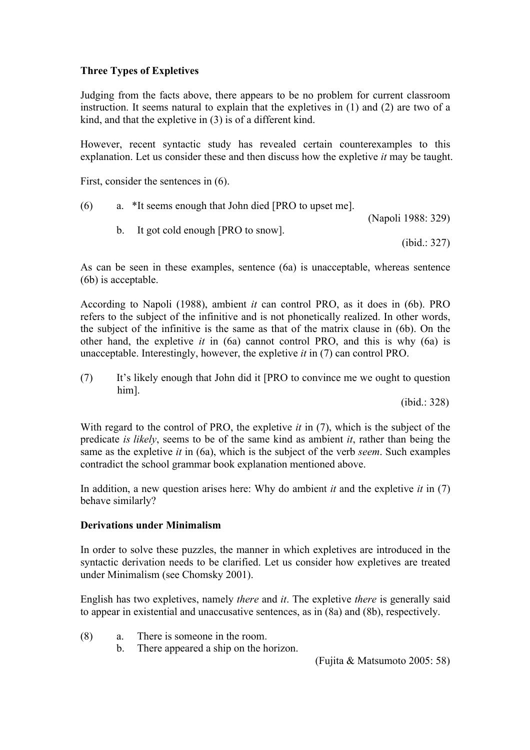**Three Types of Expletives**

Judging from the facts above, there appears to be no problem for current classroom instruction. It seems natural to explain that the expletives in (1) and (2) are two of a kind, and that the expletive in (3) is of a different kind.

However, recent syntactic study has revealed certain counterexamples to this explanation. Let us consider these and then discuss how the expletive *it* may be taught.

First, consider the sentences in (6).

(6) a. *It seems enough that John died [PRO to upset me]. (Napoli 1988: 329)

b. It got cold enough [PRO to snow]. (ibid.: 327)

As can be seen in these examples, sentence (6a) is unacceptable, whereas sentence (6b) is acceptable.

According to Napoli (1988), ambient *it* can control PRO, as it does in (6b). PRO refers to the subject of the infinitive and is not phonetically realized. In other words, the subject of the infinitive is the same as that of the matrix clause in (6b). On the other hand, the expletive *it* in (6a) cannot control PRO, and this is why (6a) is unacceptable. Interestingly, however, the expletive *it* in (7) can control PRO.

(7) It's likely enough that John did it [PRO to convince me we ought to question him]. (ibid.: 328)

With regard to the control of PRO, the expletive *it* in (7), which is the subject of the predicate *is likely*, seems to be of the same kind as ambient *it*, rather than being the same as the expletive *it* in (6a), which is the subject of the verb *seem*. Such examples contradict the school grammar book explanation mentioned above.

In addition, a new question arises here: Why do ambient *it* and the expletive *it* in (7) behave similarly?

**Derivations under Minimalism**

In order to solve these puzzles, the manner in which expletives are introduced in the syntactic derivation needs to be clarified. Let us consider how expletives are treated under Minimalism (see Chomsky 2001).

English has two expletives, namely *there* and *it*. The expletive *there* is generally said to appear in existential and unaccusative sentences, as in (8a) and (8b), respectively.

(8) a. There is someone in the room.

b. There appeared a ship on the horizon. (Fujita & Matsumoto 2005: 58)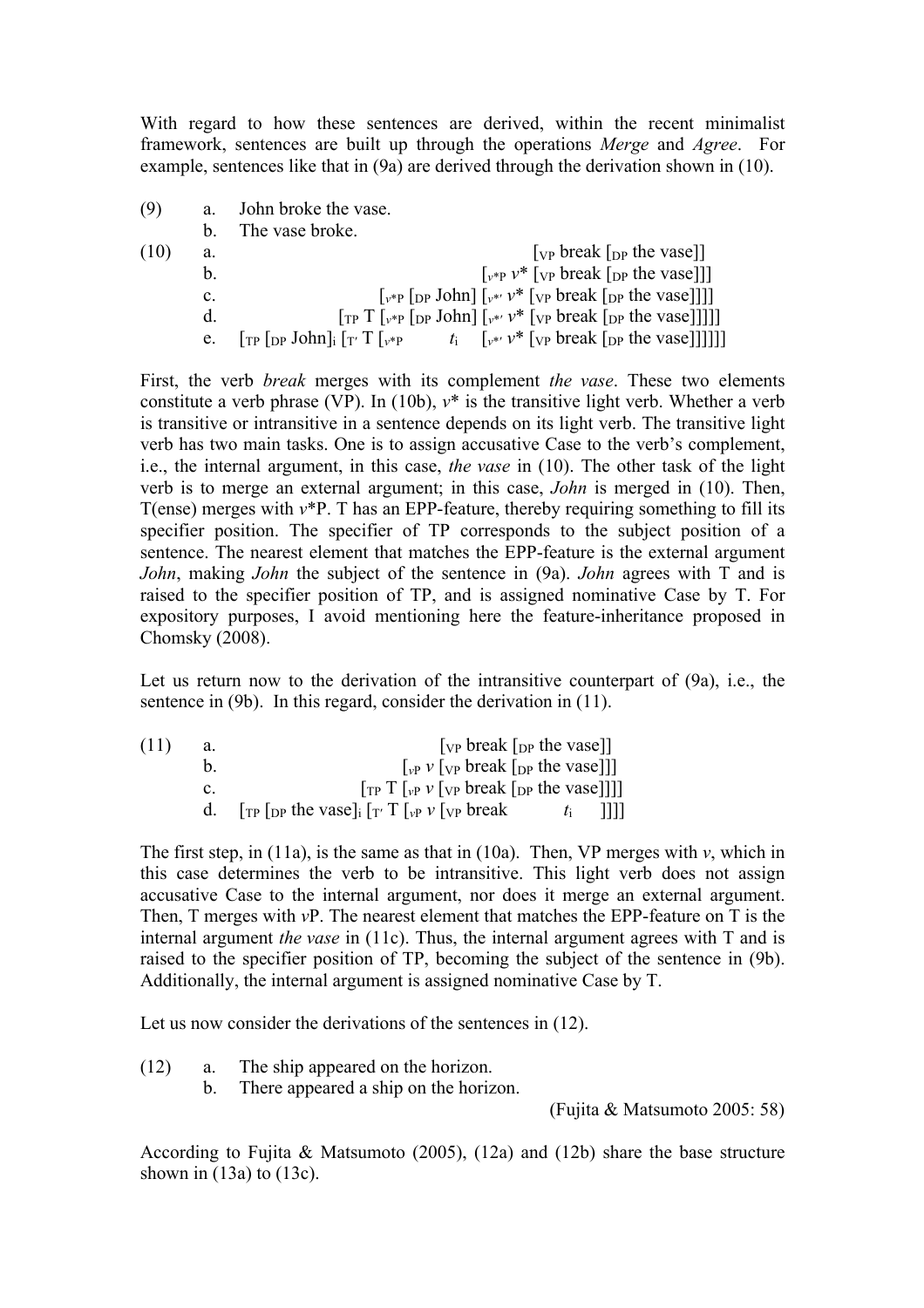With regard to how these sentences are derived, within the recent minimalist framework, sentences are built up through the operations *Merge* and *Agree*. For example, sentences like that in (9a) are derived through the derivation shown in (10).

(9) a. John broke the vase.

b. The vase broke.

(10) a. [$_{VP}$ break [$_{DP}$ the vase]]

b. [$_{v^*P}$ *v*\* [$_{VP}$ break [$_{DP}$ the vase]]]

c. [$_{v^*P}$ [$_{DP}$ John] [$_{v^{*\prime}}$ *v*\* [$_{VP}$ break [$_{DP}$ the vase]]]]

d. [$_{TP}$ T [$_{v^*P}$ [$_{DP}$ John] [$_{v^{*\prime}}$ *v*\* [$_{VP}$ break [$_{DP}$ the vase]]]]]

e. [$_{TP}$ [$_{DP}$ John]$_i$ [$_{T'}$ T [$_{v^*P}$ $t_i$ [$_{v^{*\prime}}$ *v*\* [$_{VP}$ break [$_{DP}$ the vase]]]]]]

First, the verb *break* merges with its complement *the vase*. These two elements constitute a verb phrase (VP). In (10b), *v*\* is the transitive light verb. Whether a verb is transitive or intransitive in a sentence depends on its light verb. The transitive light verb has two main tasks. One is to assign accusative Case to the verb's complement, i.e., the internal argument, in this case, *the vase* in (10). The other task of the light verb is to merge an external argument; in this case, *John* is merged in (10). Then, T(ense) merges with *v*\*P. T has an EPP-feature, thereby requiring something to fill its specifier position. The specifier of TP corresponds to the subject position of a sentence. The nearest element that matches the EPP-feature is the external argument *John*, making *John* the subject of the sentence in (9a). *John* agrees with T and is raised to the specifier position of TP, and is assigned nominative Case by T. For expository purposes, I avoid mentioning here the feature-inheritance proposed in Chomsky (2008).

Let us return now to the derivation of the intransitive counterpart of (9a), i.e., the sentence in (9b). In this regard, consider the derivation in (11).

(11) a. [$_{VP}$ break [$_{DP}$ the vase]]

b. [$_{vP}$ *v* [$_{VP}$ break [$_{DP}$ the vase]]]

c. [$_{TP}$ T [$_{vP}$ *v* [$_{VP}$ break [$_{DP}$ the vase]]]]

d. [$_{TP}$ [$_{DP}$ the vase]$_i$ [$_{T'}$ T [$_{vP}$ *v* [$_{VP}$ break $t_i$ ]]]]

The first step, in (11a), is the same as that in (10a). Then, VP merges with *v*, which in this case determines the verb to be intransitive. This light verb does not assign accusative Case to the internal argument, nor does it merge an external argument. Then, T merges with *v*P. The nearest element that matches the EPP-feature on T is the internal argument *the vase* in (11c). Thus, the internal argument agrees with T and is raised to the specifier position of TP, becoming the subject of the sentence in (9b). Additionally, the internal argument is assigned nominative Case by T.

Let us now consider the derivations of the sentences in (12).

(12) a. The ship appeared on the horizon.

b. There appeared a ship on the horizon.

(Fujita & Matsumoto 2005: 58)

According to Fujita & Matsumoto (2005), (12a) and (12b) share the base structure shown in (13a) to (13c).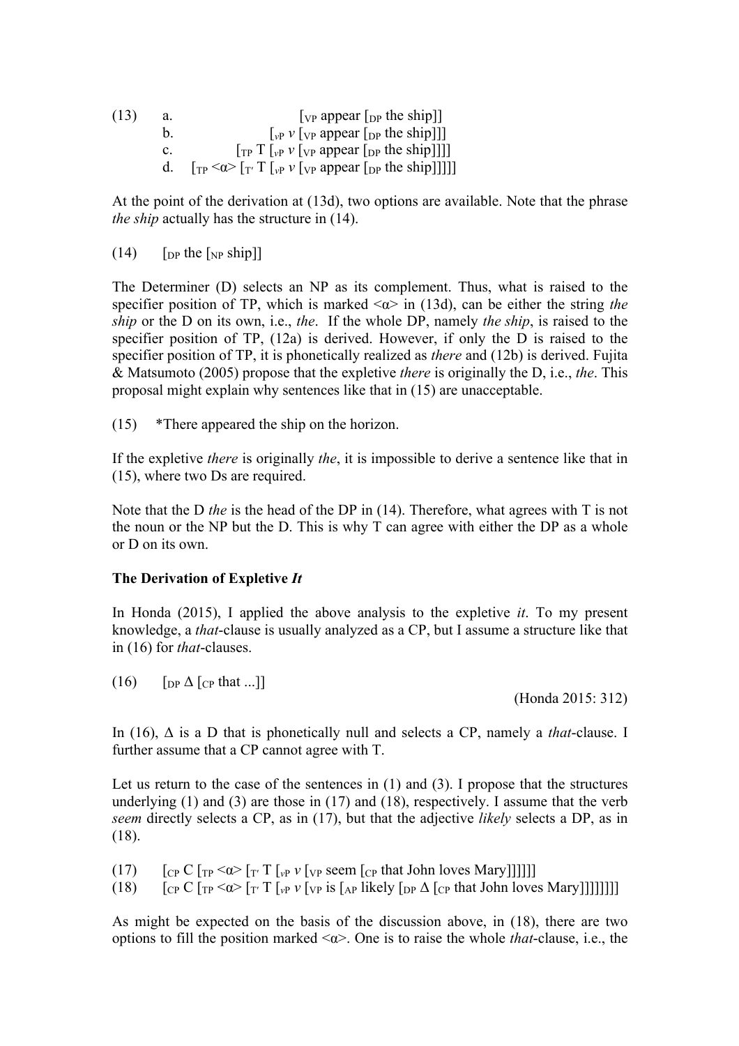(13) a. [$_{VP}$ appear [$_{DP}$ the ship]]
b. [$_{vP}$ *v* [$_{VP}$ appear [$_{DP}$ the ship]]]
c. [$_{TP}$ T [$_{vP}$ *v* [$_{VP}$ appear [$_{DP}$ the ship]]]]
d. [$_{TP}$ <α> [$_{T'}$ T [$_{vP}$ *v* [$_{VP}$ appear [$_{DP}$ the ship]]]]]

At the point of the derivation at (13d), two options are available. Note that the phrase *the ship* actually has the structure in (14).

(14) [$_{DP}$ the [$_{NP}$ ship]]

The Determiner (D) selects an NP as its complement. Thus, what is raised to the specifier position of TP, which is marked <α> in (13d), can be either the string *the ship* or the D on its own, i.e., *the*. If the whole DP, namely *the ship*, is raised to the specifier position of TP, (12a) is derived. However, if only the D is raised to the specifier position of TP, it is phonetically realized as *there* and (12b) is derived. Fujita & Matsumoto (2005) propose that the expletive *there* is originally the D, i.e., *the*. This proposal might explain why sentences like that in (15) are unacceptable.

(15) *There appeared the ship on the horizon.

If the expletive *there* is originally *the*, it is impossible to derive a sentence like that in (15), where two Ds are required.

Note that the D *the* is the head of the DP in (14). Therefore, what agrees with T is not the noun or the NP but the D. This is why T can agree with either the DP as a whole or D on its own.

**The Derivation of Expletive *It***

In Honda (2015), I applied the above analysis to the expletive *it*. To my present knowledge, a *that*-clause is usually analyzed as a CP, but I assume a structure like that in (16) for *that*-clauses.

(16) [$_{DP}$ Δ [$_{CP}$ that ...]]

(Honda 2015: 312)

In (16), Δ is a D that is phonetically null and selects a CP, namely a *that*-clause. I further assume that a CP cannot agree with T.

Let us return to the case of the sentences in (1) and (3). I propose that the structures underlying (1) and (3) are those in (17) and (18), respectively. I assume that the verb *seem* directly selects a CP, as in (17), but that the adjective *likely* selects a DP, as in (18).

(17) [$_{CP}$ C [$_{TP}$ <α> [$_{T'}$ T [$_{vP}$ *v* [$_{VP}$ seem [$_{CP}$ that John loves Mary]]]]]]
(18) [$_{CP}$ C [$_{TP}$ <α> [$_{T'}$ T [$_{vP}$ *v* [$_{VP}$ is [$_{AP}$ likely [$_{DP}$ Δ [$_{CP}$ that John loves Mary]]]]]]]]

As might be expected on the basis of the discussion above, in (18), there are two options to fill the position marked <α>. One is to raise the whole *that*-clause, i.e., the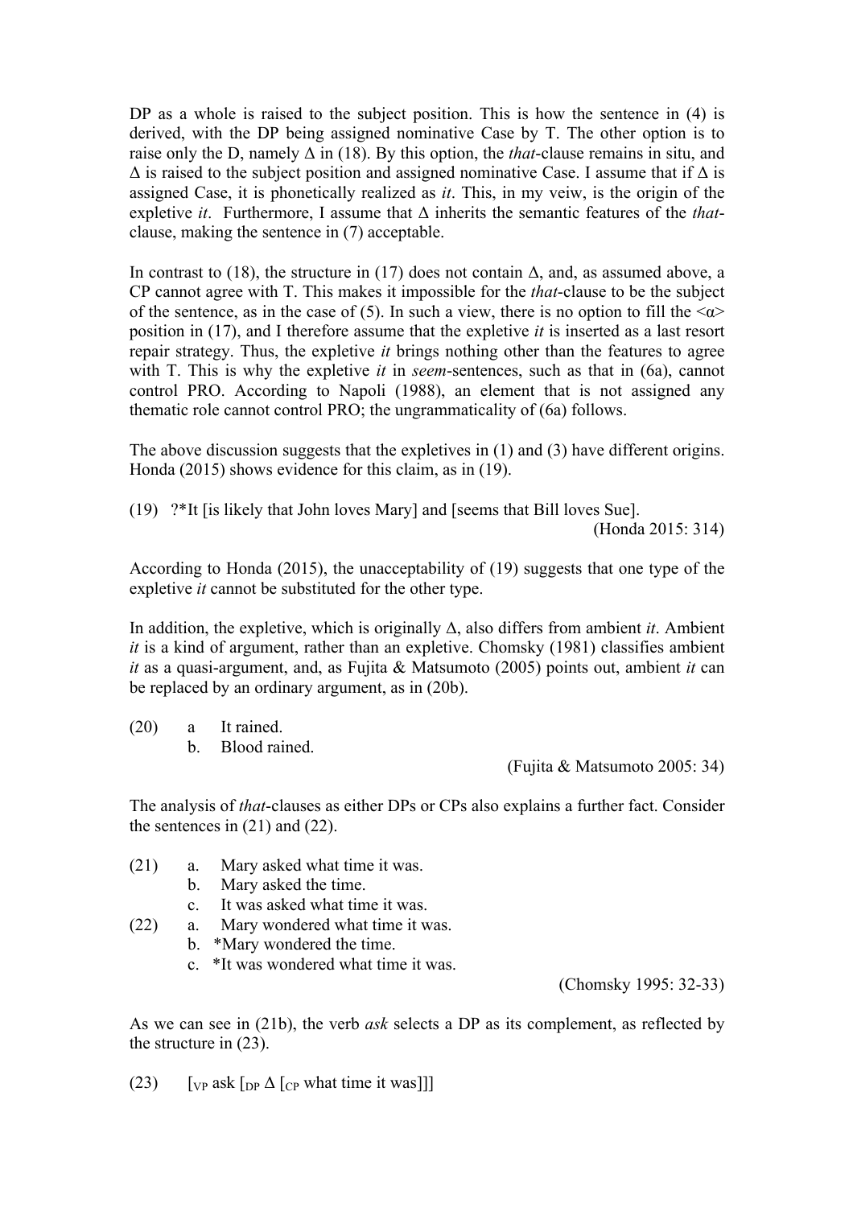DP as a whole is raised to the subject position. This is how the sentence in (4) is derived, with the DP being assigned nominative Case by T. The other option is to raise only the D, namely Δ in (18). By this option, the *that*-clause remains in situ, and Δ is raised to the subject position and assigned nominative Case. I assume that if Δ is assigned Case, it is phonetically realized as *it*. This, in my veiw, is the origin of the expletive *it*. Furthermore, I assume that Δ inherits the semantic features of the *that*-clause, making the sentence in (7) acceptable.

In contrast to (18), the structure in (17) does not contain Δ, and, as assumed above, a CP cannot agree with T. This makes it impossible for the *that*-clause to be the subject of the sentence, as in the case of (5). In such a view, there is no option to fill the <α> position in (17), and I therefore assume that the expletive *it* is inserted as a last resort repair strategy. Thus, the expletive *it* brings nothing other than the features to agree with T. This is why the expletive *it* in *seem*-sentences, such as that in (6a), cannot control PRO. According to Napoli (1988), an element that is not assigned any thematic role cannot control PRO; the ungrammaticality of (6a) follows.

The above discussion suggests that the expletives in (1) and (3) have different origins. Honda (2015) shows evidence for this claim, as in (19).

(19) ?*It [is likely that John loves Mary] and [seems that Bill loves Sue].
(Honda 2015: 314)

According to Honda (2015), the unacceptability of (19) suggests that one type of the expletive *it* cannot be substituted for the other type.

In addition, the expletive, which is originally Δ, also differs from ambient *it*. Ambient *it* is a kind of argument, rather than an expletive. Chomsky (1981) classifies ambient *it* as a quasi-argument, and, as Fujita & Matsumoto (2005) points out, ambient *it* can be replaced by an ordinary argument, as in (20b).

(20) a. It rained.
b. Blood rained.
(Fujita & Matsumoto 2005: 34)

The analysis of *that*-clauses as either DPs or CPs also explains a further fact. Consider the sentences in (21) and (22).

(21) a. Mary asked what time it was.
b. Mary asked the time.
c. It was asked what time it was.

(22) a. Mary wondered what time it was.
b. *Mary wondered the time.
c. *It was wondered what time it was.
(Chomsky 1995: 32-33)

As we can see in (21b), the verb *ask* selects a DP as its complement, as reflected by the structure in (23).

(23) $[_{VP}$ ask $[_{DP}$ Δ $[_{CP}$ what time it was$]]]$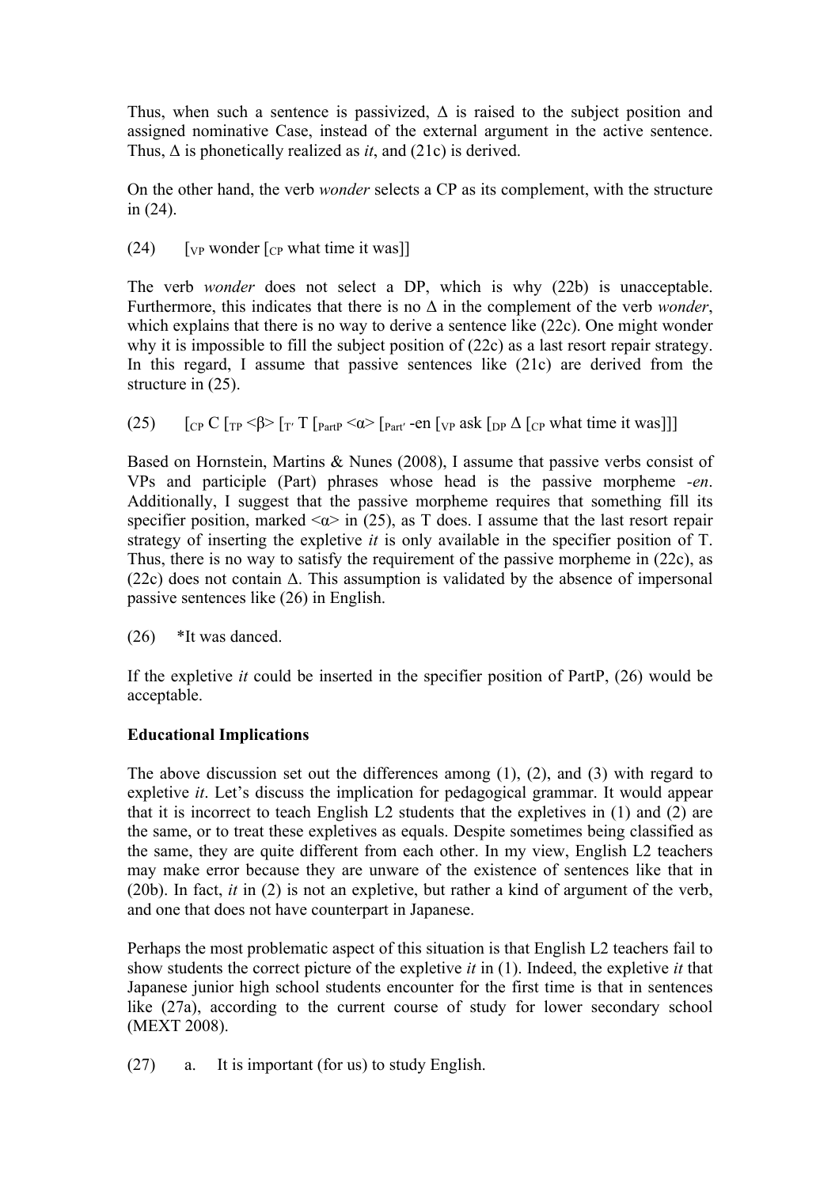Thus, when such a sentence is passivized, Δ is raised to the subject position and assigned nominative Case, instead of the external argument in the active sentence. Thus, Δ is phonetically realized as *it*, and (21c) is derived.

On the other hand, the verb *wonder* selects a CP as its complement, with the structure in (24).

(24) $[_{VP}$ wonder $[_{CP}$ what time it was$]]$

The verb *wonder* does not select a DP, which is why (22b) is unacceptable. Furthermore, this indicates that there is no Δ in the complement of the verb *wonder*, which explains that there is no way to derive a sentence like (22c). One might wonder why it is impossible to fill the subject position of (22c) as a last resort repair strategy. In this regard, I assume that passive sentences like (21c) are derived from the structure in (25).

(25) $[_{CP}$ C $[_{TP}$ <β> $[_{T'}$ T $[_{PartP}$ <α> $[_{Part'}$ -en $[_{VP}$ ask $[_{DP}$ Δ $[_{CP}$ what time it was$]]]$

Based on Hornstein, Martins & Nunes (2008), I assume that passive verbs consist of VPs and participle (Part) phrases whose head is the passive morpheme *-en*. Additionally, I suggest that the passive morpheme requires that something fill its specifier position, marked <α> in (25), as T does. I assume that the last resort repair strategy of inserting the expletive *it* is only available in the specifier position of T. Thus, there is no way to satisfy the requirement of the passive morpheme in (22c), as (22c) does not contain Δ. This assumption is validated by the absence of impersonal passive sentences like (26) in English.

(26) \*It was danced.

If the expletive *it* could be inserted in the specifier position of PartP, (26) would be acceptable.

**Educational Implications**

The above discussion set out the differences among (1), (2), and (3) with regard to expletive *it*. Let's discuss the implication for pedagogical grammar. It would appear that it is incorrect to teach English L2 students that the expletives in (1) and (2) are the same, or to treat these expletives as equals. Despite sometimes being classified as the same, they are quite different from each other. In my view, English L2 teachers may make error because they are unware of the existence of sentences like that in (20b). In fact, *it* in (2) is not an expletive, but rather a kind of argument of the verb, and one that does not have counterpart in Japanese.

Perhaps the most problematic aspect of this situation is that English L2 teachers fail to show students the correct picture of the expletive *it* in (1). Indeed, the expletive *it* that Japanese junior high school students encounter for the first time is that in sentences like (27a), according to the current course of study for lower secondary school (MEXT 2008).

(27) a. It is important (for us) to study English.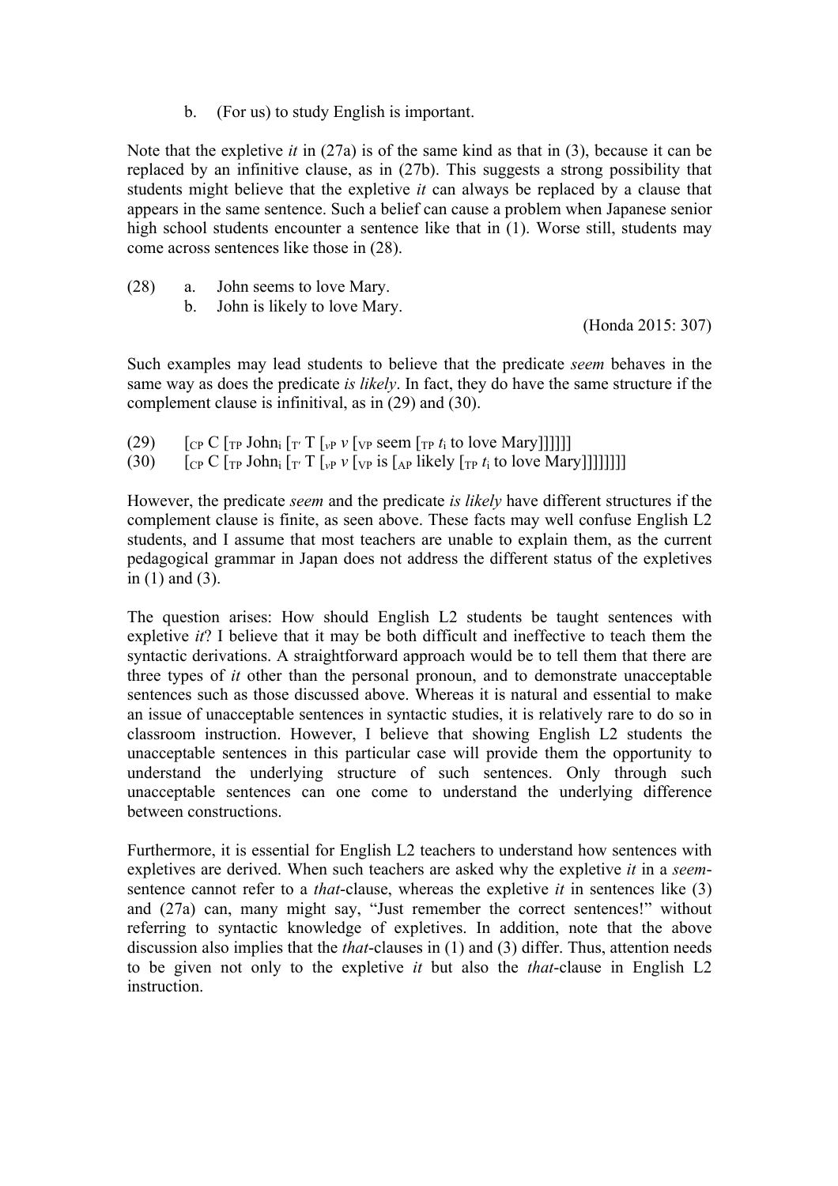b. (For us) to study English is important.

Note that the expletive *it* in (27a) is of the same kind as that in (3), because it can be replaced by an infinitive clause, as in (27b). This suggests a strong possibility that students might believe that the expletive *it* can always be replaced by a clause that appears in the same sentence. Such a belief can cause a problem when Japanese senior high school students encounter a sentence like that in (1). Worse still, students may come across sentences like those in (28).

(28) a. John seems to love Mary.
 b. John is likely to love Mary.

(Honda 2015: 307)

Such examples may lead students to believe that the predicate *seem* behaves in the same way as does the predicate *is likely*. In fact, they do have the same structure if the complement clause is infinitival, as in (29) and (30).

(29) [$_{CP}$ C [$_{TP}$ John$_i$ [$_{T'}$ T [$_{vP}$ *v* [$_{VP}$ seem [$_{TP}$ *t*$_i$ to love Mary]]]]]]

(30) [$_{CP}$ C [$_{TP}$ John$_i$ [$_{T'}$ T [$_{vP}$ *v* [$_{VP}$ is [$_{AP}$ likely [$_{TP}$ *t*$_i$ to love Mary]]]]]]]

However, the predicate *seem* and the predicate *is likely* have different structures if the complement clause is finite, as seen above. These facts may well confuse English L2 students, and I assume that most teachers are unable to explain them, as the current pedagogical grammar in Japan does not address the different status of the expletives in (1) and (3).

The question arises: How should English L2 students be taught sentences with expletive *it*? I believe that it may be both difficult and ineffective to teach them the syntactic derivations. A straightforward approach would be to tell them that there are three types of *it* other than the personal pronoun, and to demonstrate unacceptable sentences such as those discussed above. Whereas it is natural and essential to make an issue of unacceptable sentences in syntactic studies, it is relatively rare to do so in classroom instruction. However, I believe that showing English L2 students the unacceptable sentences in this particular case will provide them the opportunity to understand the underlying structure of such sentences. Only through such unacceptable sentences can one come to understand the underlying difference between constructions.

Furthermore, it is essential for English L2 teachers to understand how sentences with expletives are derived. When such teachers are asked why the expletive *it* in a *seem*-sentence cannot refer to a *that*-clause, whereas the expletive *it* in sentences like (3) and (27a) can, many might say, "Just remember the correct sentences!" without referring to syntactic knowledge of expletives. In addition, note that the above discussion also implies that the *that*-clauses in (1) and (3) differ. Thus, attention needs to be given not only to the expletive *it* but also the *that*-clause in English L2 instruction.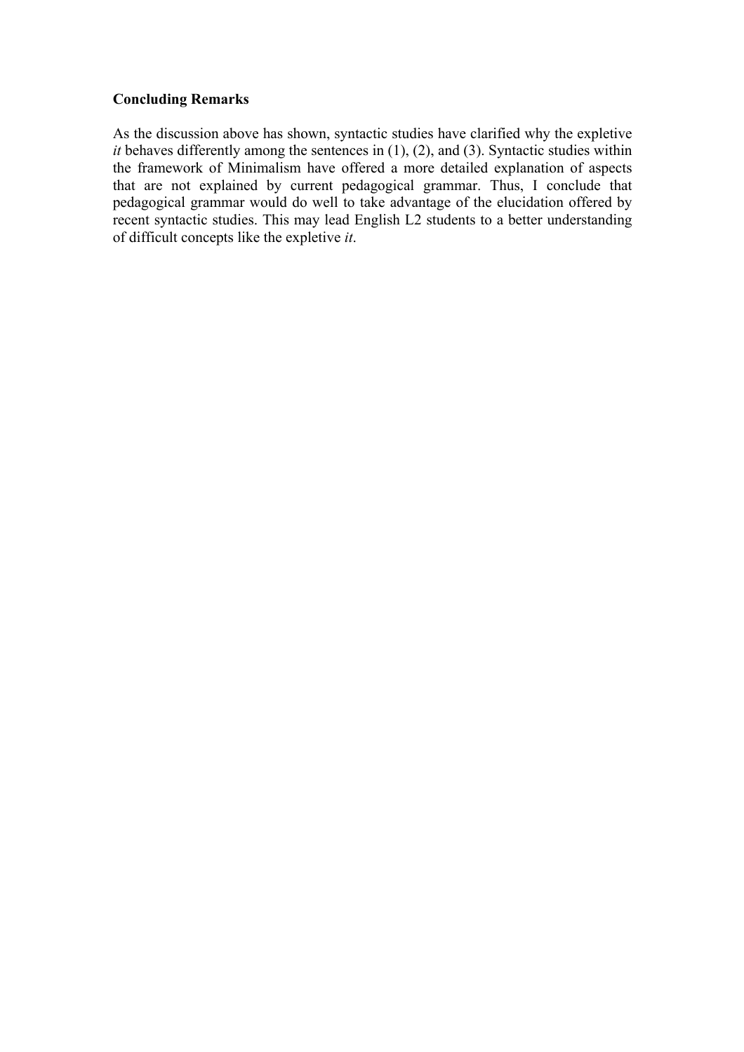## Concluding Remarks

As the discussion above has shown, syntactic studies have clarified why the expletive *it* behaves differently among the sentences in (1), (2), and (3). Syntactic studies within the framework of Minimalism have offered a more detailed explanation of aspects that are not explained by current pedagogical grammar. Thus, I conclude that pedagogical grammar would do well to take advantage of the elucidation offered by recent syntactic studies. This may lead English L2 students to a better understanding of difficult concepts like the expletive *it*.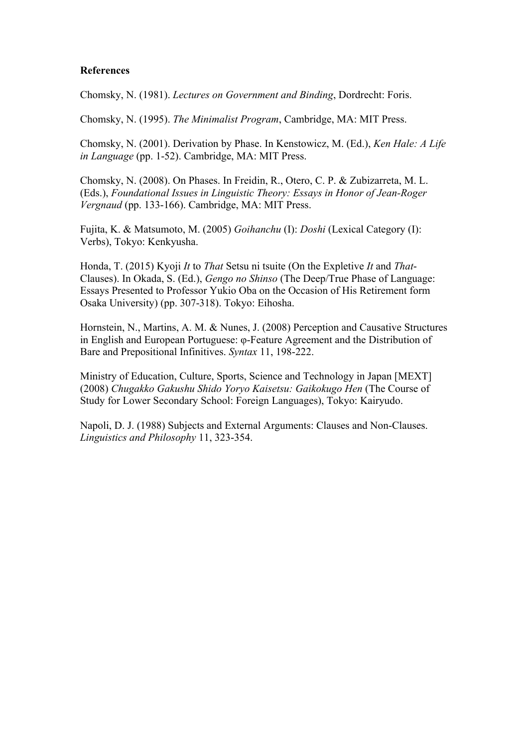**References**

Chomsky, N. (1981). *Lectures on Government and Binding*, Dordrecht: Foris.

Chomsky, N. (1995). *The Minimalist Program*, Cambridge, MA: MIT Press.

Chomsky, N. (2001). Derivation by Phase. In Kenstowicz, M. (Ed.), *Ken Hale: A Life in Language* (pp. 1-52). Cambridge, MA: MIT Press.

Chomsky, N. (2008). On Phases. In Freidin, R., Otero, C. P. & Zubizarreta, M. L. (Eds.), *Foundational Issues in Linguistic Theory: Essays in Honor of Jean-Roger Vergnaud* (pp. 133-166). Cambridge, MA: MIT Press.

Fujita, K. & Matsumoto, M. (2005) *Goihanchu* (I): *Doshi* (Lexical Category (I): Verbs), Tokyo: Kenkyusha.

Honda, T. (2015) Kyoji *It* to *That* Setsu ni tsuite (On the Expletive *It* and *That*-Clauses). In Okada, S. (Ed.), *Gengo no Shinso* (The Deep/True Phase of Language: Essays Presented to Professor Yukio Oba on the Occasion of His Retirement form Osaka University) (pp. 307-318). Tokyo: Eihosha.

Hornstein, N., Martins, A. M. & Nunes, J. (2008) Perception and Causative Structures in English and European Portuguese: φ-Feature Agreement and the Distribution of Bare and Prepositional Infinitives. *Syntax* 11, 198-222.

Ministry of Education, Culture, Sports, Science and Technology in Japan [MEXT] (2008) *Chugakko Gakushu Shido Yoryo Kaisetsu: Gaikokugo Hen* (The Course of Study for Lower Secondary School: Foreign Languages), Tokyo: Kairyudo.

Napoli, D. J. (1988) Subjects and External Arguments: Clauses and Non-Clauses. *Linguistics and Philosophy* 11, 323-354.